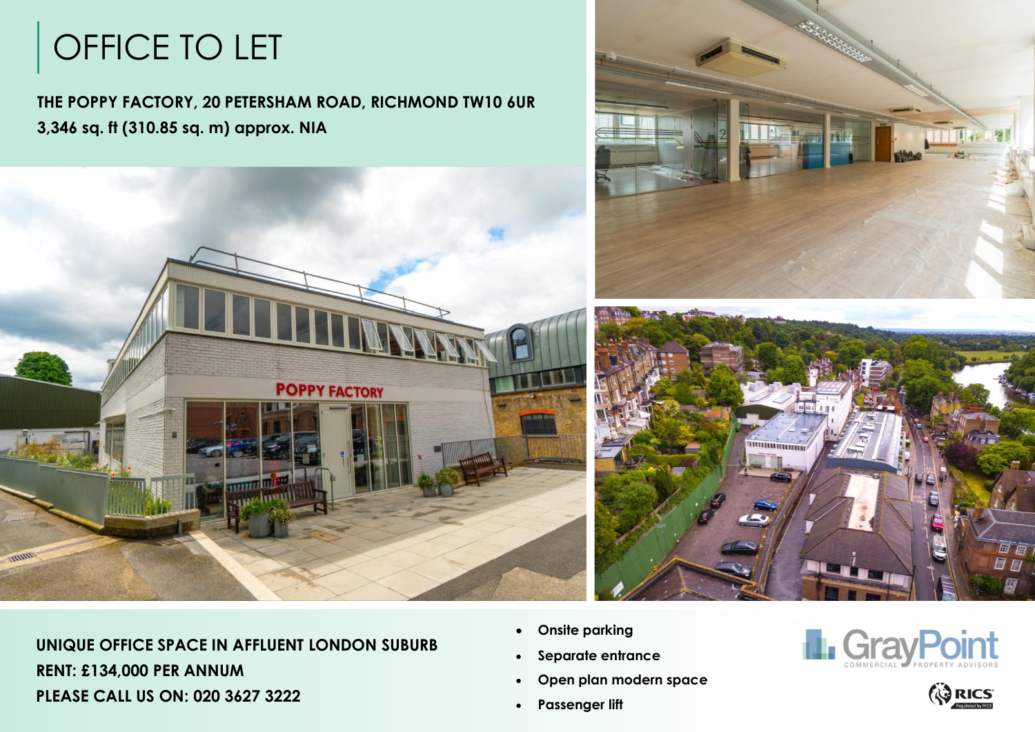# OFFICE TO LET

**THE POPPY FACTORY, 20 PETERSHAM ROAD, RICHMOND TW10 6UR**
**3,346 sq. ft (310.85 sq. m) approx. NIA**

**UNIQUE OFFICE SPACE IN AFFLUENT LONDON SUBURB**
**RENT: £134,000 PER ANNUM**
**PLEASE CALL US ON: 020 3627 3222**

- **Onsite parking**
- **Separate entrance**
- **Open plan modern space**
- **Passenger lift**

GrayPoint COMMERCIAL PROPERTY ADVISORS

RICS Regulated by RICS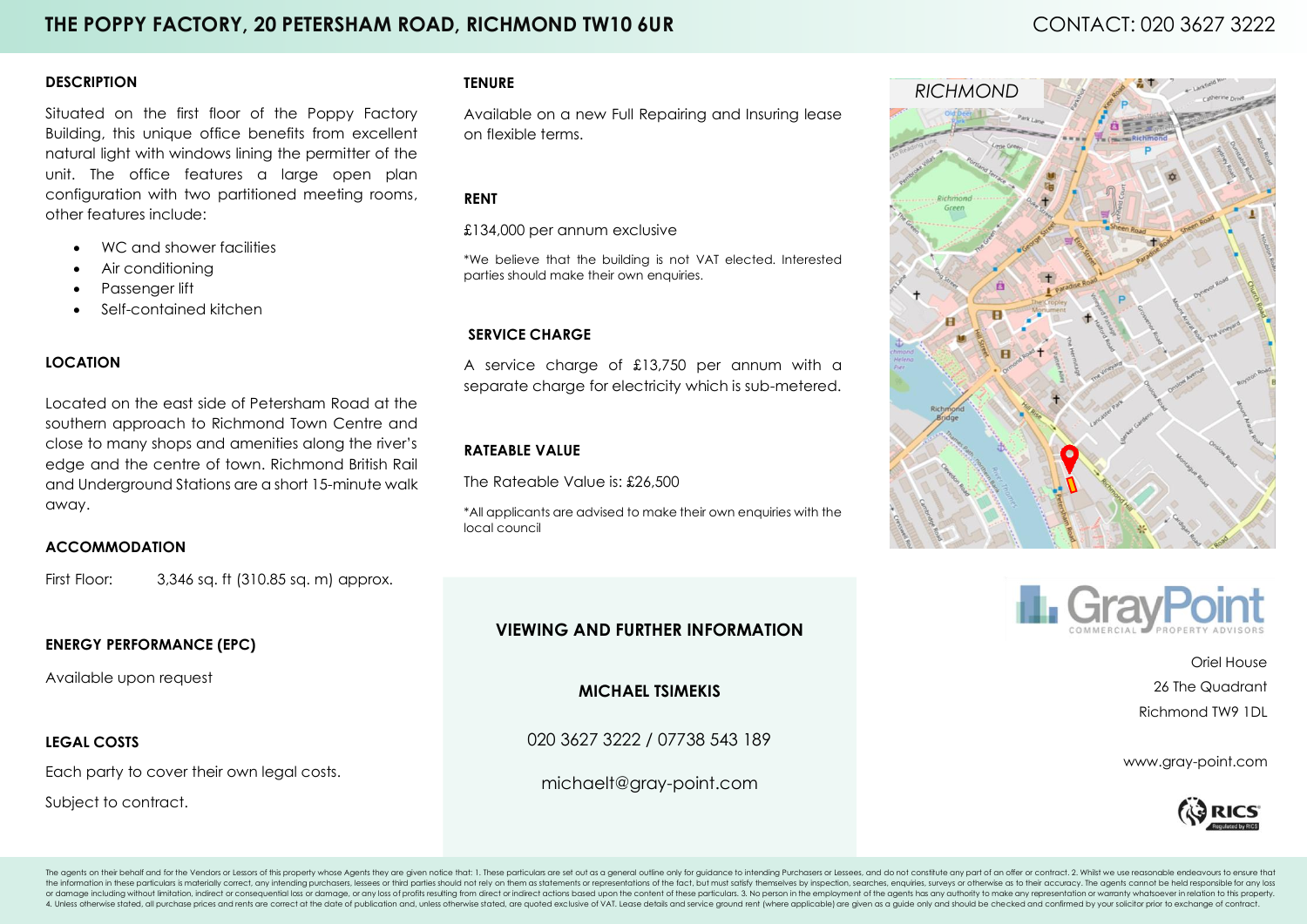# THE POPPY FACTORY, 20 PETERSHAM ROAD, RICHMOND TW10 6UR

CONTACT: 020 3627 3222

## DESCRIPTION

Situated on the first floor of the Poppy Factory Building, this unique office benefits from excellent natural light with windows lining the permitter of the unit. The office features a large open plan configuration with two partitioned meeting rooms, other features include:

- WC and shower facilities
- Air conditioning
- Passenger lift
- Self-contained kitchen

## LOCATION

Located on the east side of Petersham Road at the southern approach to Richmond Town Centre and close to many shops and amenities along the river's edge and the centre of town. Richmond British Rail and Underground Stations are a short 15-minute walk away.

## ACCOMMODATION

First Floor: 3,346 sq. ft (310.85 sq. m) approx.

## ENERGY PERFORMANCE (EPC)

Available upon request

## LEGAL COSTS

Each party to cover their own legal costs.

Subject to contract.

## TENURE

Available on a new Full Repairing and Insuring lease on flexible terms.

## RENT

£134,000 per annum exclusive

*We believe that the building is not VAT elected. Interested parties should make their own enquiries.

## SERVICE CHARGE

A service charge of £13,750 per annum with a separate charge for electricity which is sub-metered.

## RATEABLE VALUE

The Rateable Value is: £26,500

*All applicants are advised to make their own enquiries with the local council

## VIEWING AND FURTHER INFORMATION

**MICHAEL TSIMEKIS**

020 3627 3222 / 07738 543 189

michaelt@gray-point.com

RICHMOND

GrayPoint COMMERCIAL PROPERTY ADVISORS

Oriel House
26 The Quadrant
Richmond TW9 1DL

www.gray-point.com

RICS Regulated by RICS

The agents on their behalf and for the Vendors or Lessors of this property whose Agents they are given notice that: 1. These particulars are set out as a general outline only for guidance to intending Purchasers or Lessees, and do not constitute any part of an offer or contract. 2. Whilst we use reasonable endeavours to ensure that the information in these particulars is materially correct, any intending purchasers, lessees or third parties should not rely on them as statements or representations of the fact, but must satisfy themselves by inspection, searches, enquiries, surveys or otherwise as to their accuracy. The agents cannot be held responsible for any loss or damage including without limitation, indirect or consequential loss or damage, or any loss of profits resulting from direct or indirect actions based upon the content of these particulars. 3. No person in the employment of the agents has any authority to make any representation or warranty whatsoever in relation to this property. 4. Unless otherwise stated, all purchase prices and rents are correct at the date of publication and, unless otherwise stated, are quoted exclusive of VAT. Lease details and service ground rent (where applicable) are given as a guide only and should be checked and confirmed by your solicitor prior to exchange of contract.